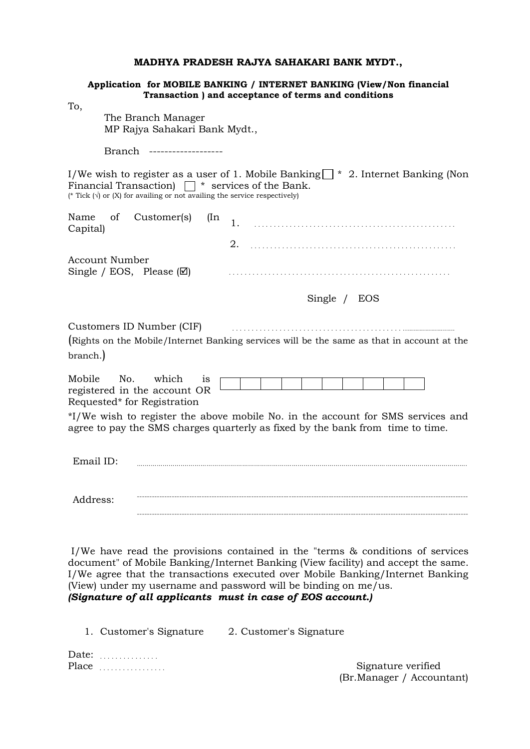**MADHYA PRADESH RAJYA SAHAKARI BANK MYDT.,**

**Application for MOBILE BANKING / INTERNET BANKING (View/Non financial Transaction ) and acceptance of terms and conditions**

To,

The Branch Manager
MP Rajya Sahakari Bank Mydt.,

Branch -------------------

I/We wish to register as a user of 1. Mobile Banking ☐ * 2. Internet Banking (Non Financial Transaction) ☐ * services of the Bank.
(* Tick (√) or (X) for availing or not availing the service respectively)

Name of Customer(s) (In Capital) 1. ..................................................

2. ..................................................

Account Number
Single / EOS, Please (☑) ......................................................

Single / EOS

Customers ID Number (CIF) ..........................................................

(Rights on the Mobile/Internet Banking services will be the same as that in account at the branch.)

Mobile No. which is registered in the account OR Requested* for Registration

| | | | | | | | | | |
|---|---|---|---|---|---|---|---|---|---|
| | | | | | | | | | |

*I/We wish to register the above mobile No. in the account for SMS services and agree to pay the SMS charges quarterly as fixed by the bank from time to time.

Email ID: ..........................................................................................

Address: ------------------------------------------------------------------------------------------

------------------------------------------------------------------------------------------

I/We have read the provisions contained in the "terms & conditions of services document" of Mobile Banking/Internet Banking (View facility) and accept the same. I/We agree that the transactions executed over Mobile Banking/Internet Banking (View) under my username and password will be binding on me/us.
***(Signature of all applicants must in case of EOS account.)***

1. Customer's Signature 2. Customer's Signature

Date: ...............
Place ................

Signature verified
(Br.Manager / Accountant)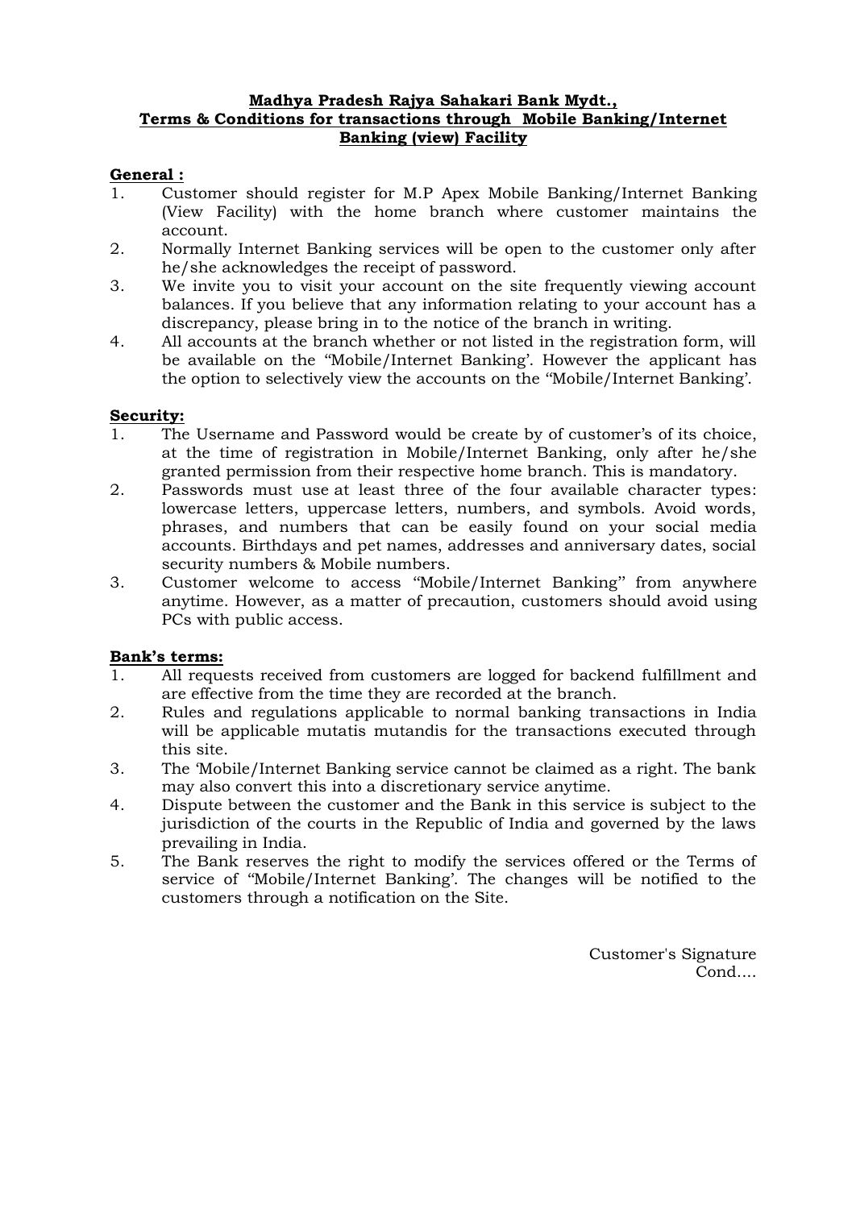**Madhya Pradesh Rajya Sahakari Bank Mydt.,**
**Terms & Conditions for transactions through Mobile Banking/Internet Banking (view) Facility**

**General :**

1. Customer should register for M.P Apex Mobile Banking/Internet Banking (View Facility) with the home branch where customer maintains the account.
2. Normally Internet Banking services will be open to the customer only after he/she acknowledges the receipt of password.
3. We invite you to visit your account on the site frequently viewing account balances. If you believe that any information relating to your account has a discrepancy, please bring in to the notice of the branch in writing.
4. All accounts at the branch whether or not listed in the registration form, will be available on the "Mobile/Internet Banking'. However the applicant has the option to selectively view the accounts on the "Mobile/Internet Banking'.

**Security:**

1. The Username and Password would be create by of customer's of its choice, at the time of registration in Mobile/Internet Banking, only after he/she granted permission from their respective home branch. This is mandatory.
2. Passwords must use at least three of the four available character types: lowercase letters, uppercase letters, numbers, and symbols. Avoid words, phrases, and numbers that can be easily found on your social media accounts. Birthdays and pet names, addresses and anniversary dates, social security numbers & Mobile numbers.
3. Customer welcome to access "Mobile/Internet Banking" from anywhere anytime. However, as a matter of precaution, customers should avoid using PCs with public access.

**Bank's terms:**

1. All requests received from customers are logged for backend fulfillment and are effective from the time they are recorded at the branch.
2. Rules and regulations applicable to normal banking transactions in India will be applicable mutatis mutandis for the transactions executed through this site.
3. The 'Mobile/Internet Banking service cannot be claimed as a right. The bank may also convert this into a discretionary service anytime.
4. Dispute between the customer and the Bank in this service is subject to the jurisdiction of the courts in the Republic of India and governed by the laws prevailing in India.
5. The Bank reserves the right to modify the services offered or the Terms of service of "Mobile/Internet Banking'. The changes will be notified to the customers through a notification on the Site.

Customer's Signature

Cond....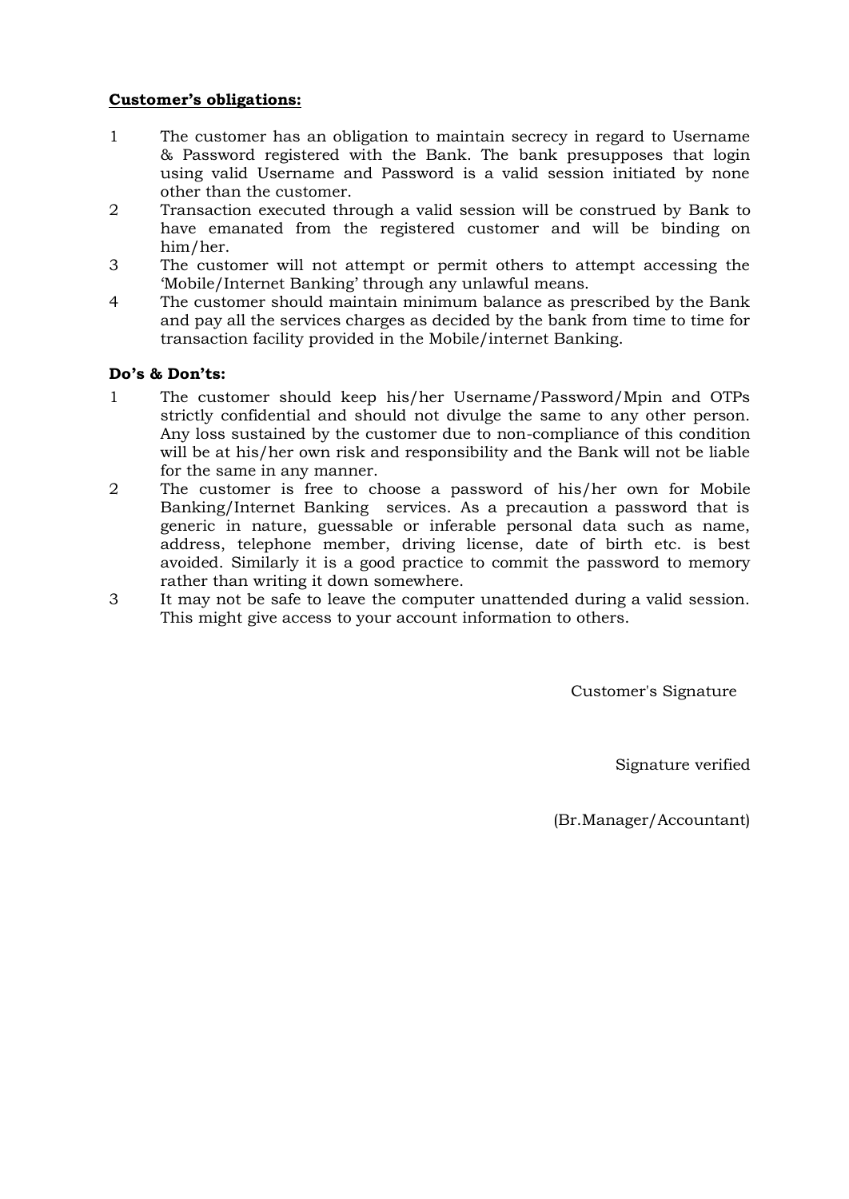**<u>Customer's obligations:</u>**

1. The customer has an obligation to maintain secrecy in regard to Username & Password registered with the Bank. The bank presupposes that login using valid Username and Password is a valid session initiated by none other than the customer.
2. Transaction executed through a valid session will be construed by Bank to have emanated from the registered customer and will be binding on him/her.
3. The customer will not attempt or permit others to attempt accessing the 'Mobile/Internet Banking' through any unlawful means.
4. The customer should maintain minimum balance as prescribed by the Bank and pay all the services charges as decided by the bank from time to time for transaction facility provided in the Mobile/internet Banking.

**Do's & Don'ts:**

1. The customer should keep his/her Username/Password/Mpin and OTPs strictly confidential and should not divulge the same to any other person. Any loss sustained by the customer due to non-compliance of this condition will be at his/her own risk and responsibility and the Bank will not be liable for the same in any manner.
2. The customer is free to choose a password of his/her own for Mobile Banking/Internet Banking services. As a precaution a password that is generic in nature, guessable or inferable personal data such as name, address, telephone member, driving license, date of birth etc. is best avoided. Similarly it is a good practice to commit the password to memory rather than writing it down somewhere.
3. It may not be safe to leave the computer unattended during a valid session. This might give access to your account information to others.

Customer's Signature

Signature verified

(Br.Manager/Accountant)